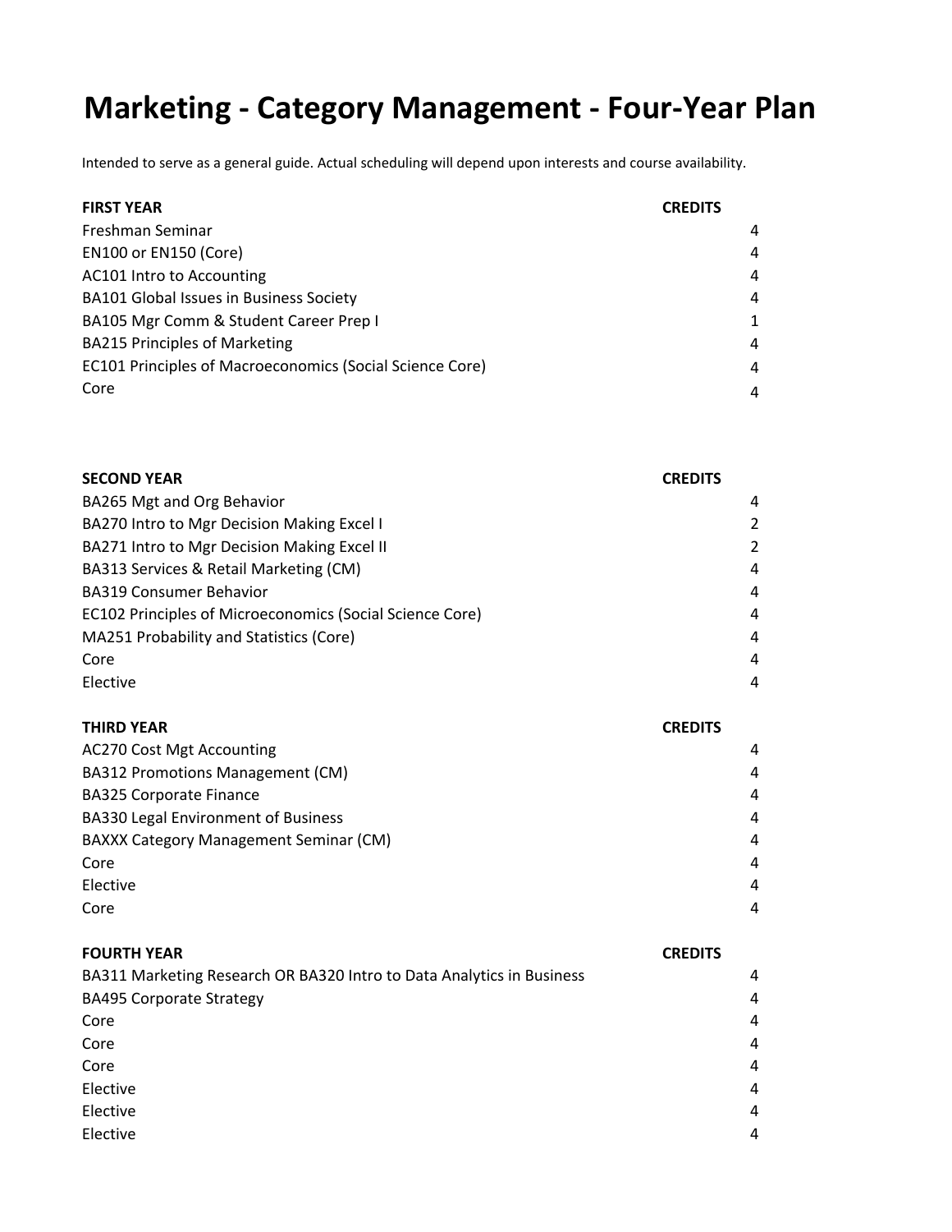# Marketing - Category Management - Four-Year Plan

Intended to serve as a general guide. Actual scheduling will depend upon interests and course availability.

| FIRST YEAR | CREDITS |
| --- | --- |
| Freshman Seminar | 4 |
| EN100 or EN150 (Core) | 4 |
| AC101 Intro to Accounting | 4 |
| BA101 Global Issues in Business Society | 4 |
| BA105 Mgr Comm & Student Career Prep I | 1 |
| BA215 Principles of Marketing | 4 |
| EC101 Principles of Macroeconomics (Social Science Core) | 4 |
| Core | 4 |

| SECOND YEAR | CREDITS |
| --- | --- |
| BA265 Mgt and Org Behavior | 4 |
| BA270 Intro to Mgr Decision Making Excel I | 2 |
| BA271 Intro to Mgr Decision Making Excel II | 2 |
| BA313 Services & Retail Marketing (CM) | 4 |
| BA319 Consumer Behavior | 4 |
| EC102 Principles of Microeconomics (Social Science Core) | 4 |
| MA251 Probability and Statistics (Core) | 4 |
| Core | 4 |
| Elective | 4 |

| THIRD YEAR | CREDITS |
| --- | --- |
| AC270 Cost Mgt Accounting | 4 |
| BA312 Promotions Management (CM) | 4 |
| BA325 Corporate Finance | 4 |
| BA330 Legal Environment of Business | 4 |
| BAXXX Category Management Seminar (CM) | 4 |
| Core | 4 |
| Elective | 4 |
| Core | 4 |

| FOURTH YEAR | CREDITS |
| --- | --- |
| BA311 Marketing Research OR BA320 Intro to Data Analytics in Business | 4 |
| BA495 Corporate Strategy | 4 |
| Core | 4 |
| Core | 4 |
| Core | 4 |
| Elective | 4 |
| Elective | 4 |
| Elective | 4 |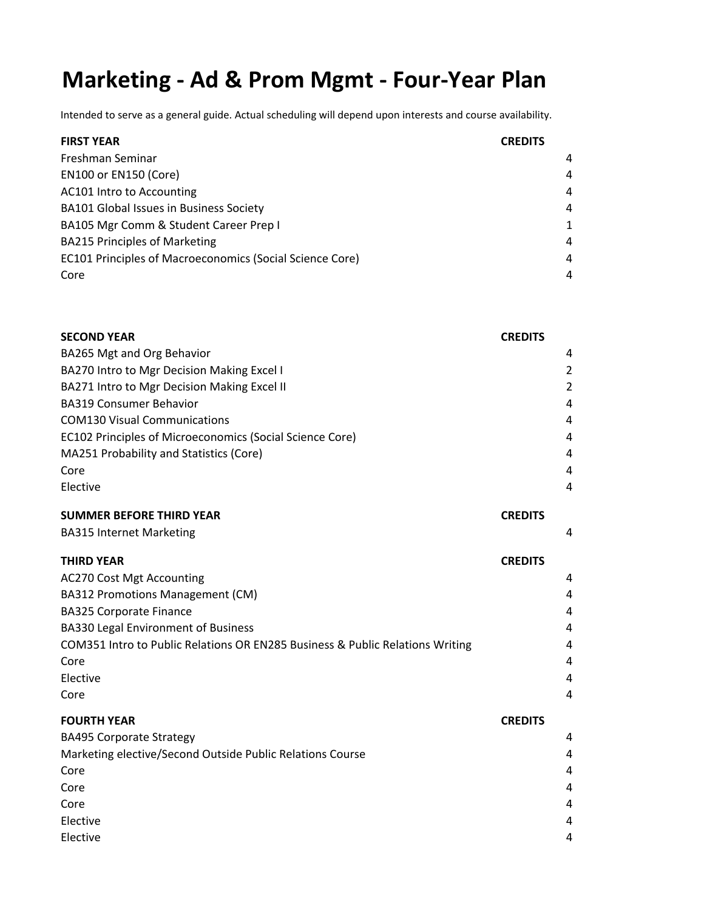# Marketing - Ad & Prom Mgmt - Four-Year Plan

Intended to serve as a general guide. Actual scheduling will depend upon interests and course availability.

| FIRST YEAR | CREDITS |
|---|---|
| Freshman Seminar | 4 |
| EN100 or EN150 (Core) | 4 |
| AC101 Intro to Accounting | 4 |
| BA101 Global Issues in Business Society | 4 |
| BA105 Mgr Comm & Student Career Prep I | 1 |
| BA215 Principles of Marketing | 4 |
| EC101 Principles of Macroeconomics (Social Science Core) | 4 |
| Core | 4 |

| SECOND YEAR | CREDITS |
|---|---|
| BA265 Mgt and Org Behavior | 4 |
| BA270 Intro to Mgr Decision Making Excel I | 2 |
| BA271 Intro to Mgr Decision Making Excel II | 2 |
| BA319 Consumer Behavior | 4 |
| COM130 Visual Communications | 4 |
| EC102 Principles of Microeconomics (Social Science Core) | 4 |
| MA251 Probability and Statistics (Core) | 4 |
| Core | 4 |
| Elective | 4 |

| SUMMER BEFORE THIRD YEAR | CREDITS |
|---|---|
| BA315 Internet Marketing | 4 |

| THIRD YEAR | CREDITS |
|---|---|
| AC270 Cost Mgt Accounting | 4 |
| BA312 Promotions Management (CM) | 4 |
| BA325 Corporate Finance | 4 |
| BA330 Legal Environment of Business | 4 |
| COM351 Intro to Public Relations OR EN285 Business & Public Relations Writing | 4 |
| Core | 4 |
| Elective | 4 |
| Core | 4 |

| FOURTH YEAR | CREDITS |
|---|---|
| BA495 Corporate Strategy | 4 |
| Marketing elective/Second Outside Public Relations Course | 4 |
| Core | 4 |
| Core | 4 |
| Core | 4 |
| Elective | 4 |
| Elective | 4 |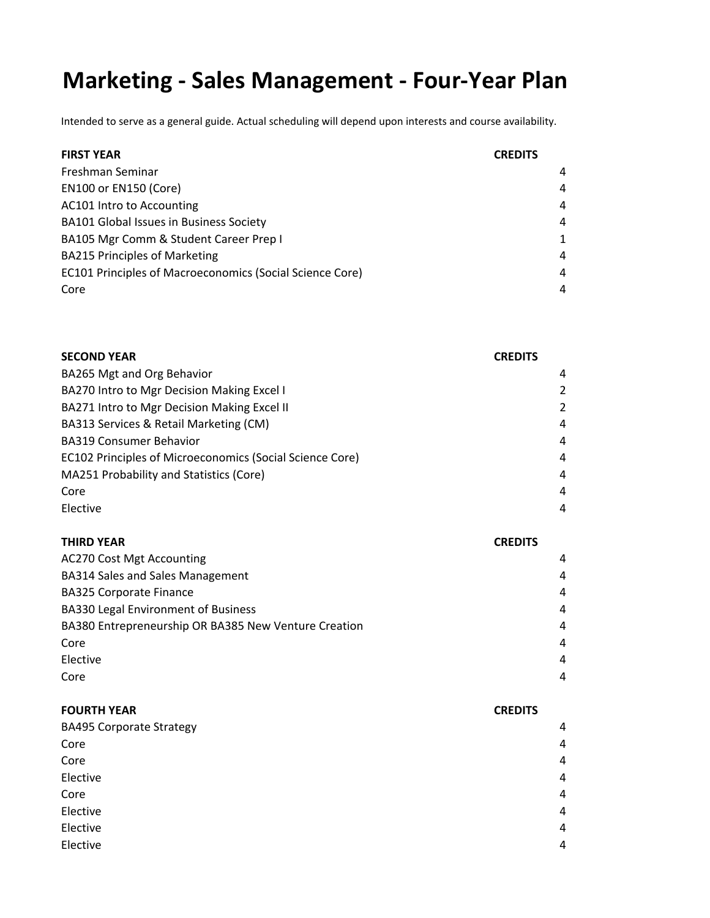# Marketing - Sales Management - Four-Year Plan

Intended to serve as a general guide. Actual scheduling will depend upon interests and course availability.

| FIRST YEAR | CREDITS |
| --- | --- |
| Freshman Seminar | 4 |
| EN100 or EN150 (Core) | 4 |
| AC101 Intro to Accounting | 4 |
| BA101 Global Issues in Business Society | 4 |
| BA105 Mgr Comm & Student Career Prep I | 1 |
| BA215 Principles of Marketing | 4 |
| EC101 Principles of Macroeconomics (Social Science Core) | 4 |
| Core | 4 |

| SECOND YEAR | CREDITS |
| --- | --- |
| BA265 Mgt and Org Behavior | 4 |
| BA270 Intro to Mgr Decision Making Excel I | 2 |
| BA271 Intro to Mgr Decision Making Excel II | 2 |
| BA313 Services & Retail Marketing (CM) | 4 |
| BA319 Consumer Behavior | 4 |
| EC102 Principles of Microeconomics (Social Science Core) | 4 |
| MA251 Probability and Statistics (Core) | 4 |
| Core | 4 |
| Elective | 4 |

| THIRD YEAR | CREDITS |
| --- | --- |
| AC270 Cost Mgt Accounting | 4 |
| BA314 Sales and Sales Management | 4 |
| BA325 Corporate Finance | 4 |
| BA330 Legal Environment of Business | 4 |
| BA380 Entrepreneurship OR BA385 New Venture Creation | 4 |
| Core | 4 |
| Elective | 4 |
| Core | 4 |

| FOURTH YEAR | CREDITS |
| --- | --- |
| BA495 Corporate Strategy | 4 |
| Core | 4 |
| Core | 4 |
| Elective | 4 |
| Core | 4 |
| Elective | 4 |
| Elective | 4 |
| Elective | 4 |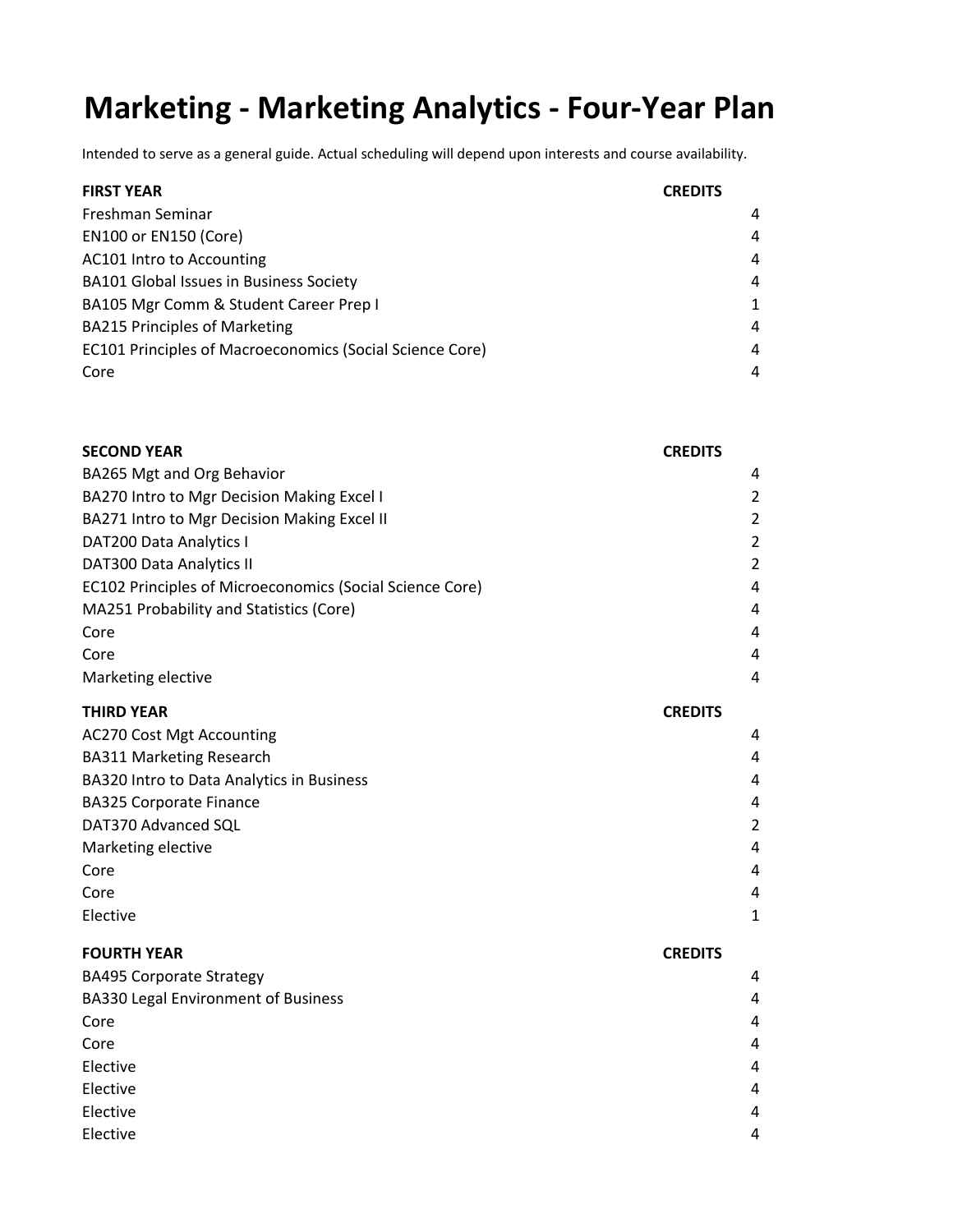# Marketing - Marketing Analytics - Four-Year Plan

Intended to serve as a general guide. Actual scheduling will depend upon interests and course availability.

| FIRST YEAR | CREDITS |
| --- | --- |
| Freshman Seminar | 4 |
| EN100 or EN150 (Core) | 4 |
| AC101 Intro to Accounting | 4 |
| BA101 Global Issues in Business Society | 4 |
| BA105 Mgr Comm & Student Career Prep I | 1 |
| BA215 Principles of Marketing | 4 |
| EC101 Principles of Macroeconomics (Social Science Core) | 4 |
| Core | 4 |

| SECOND YEAR | CREDITS |
| --- | --- |
| BA265 Mgt and Org Behavior | 4 |
| BA270 Intro to Mgr Decision Making Excel I | 2 |
| BA271 Intro to Mgr Decision Making Excel II | 2 |
| DAT200 Data Analytics I | 2 |
| DAT300 Data Analytics II | 2 |
| EC102 Principles of Microeconomics (Social Science Core) | 4 |
| MA251 Probability and Statistics (Core) | 4 |
| Core | 4 |
| Core | 4 |
| Marketing elective | 4 |

| THIRD YEAR | CREDITS |
| --- | --- |
| AC270 Cost Mgt Accounting | 4 |
| BA311 Marketing Research | 4 |
| BA320 Intro to Data Analytics in Business | 4 |
| BA325 Corporate Finance | 4 |
| DAT370 Advanced SQL | 2 |
| Marketing elective | 4 |
| Core | 4 |
| Core | 4 |
| Elective | 1 |

| FOURTH YEAR | CREDITS |
| --- | --- |
| BA495 Corporate Strategy | 4 |
| BA330 Legal Environment of Business | 4 |
| Core | 4 |
| Core | 4 |
| Elective | 4 |
| Elective | 4 |
| Elective | 4 |
| Elective | 4 |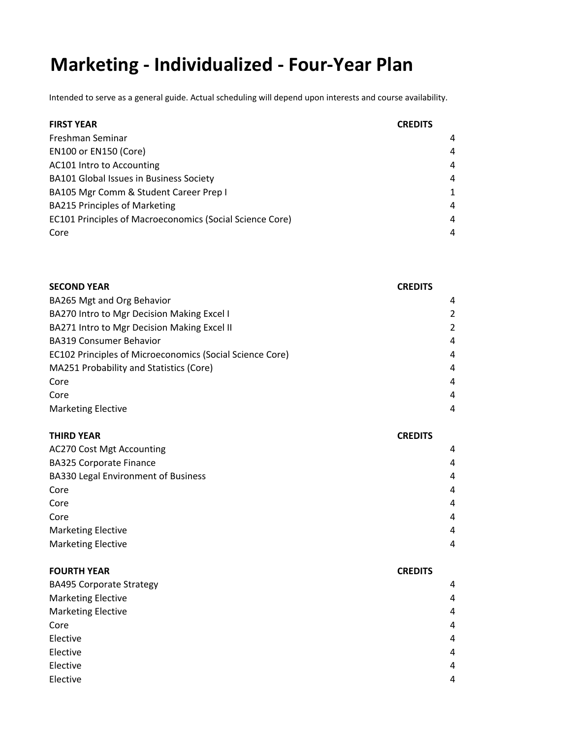# Marketing - Individualized - Four-Year Plan

Intended to serve as a general guide. Actual scheduling will depend upon interests and course availability.

| FIRST YEAR | CREDITS |
|---|---|
| Freshman Seminar | 4 |
| EN100 or EN150 (Core) | 4 |
| AC101 Intro to Accounting | 4 |
| BA101 Global Issues in Business Society | 4 |
| BA105 Mgr Comm & Student Career Prep I | 1 |
| BA215 Principles of Marketing | 4 |
| EC101 Principles of Macroeconomics (Social Science Core) | 4 |
| Core | 4 |

| SECOND YEAR | CREDITS |
|---|---|
| BA265 Mgt and Org Behavior | 4 |
| BA270 Intro to Mgr Decision Making Excel I | 2 |
| BA271 Intro to Mgr Decision Making Excel II | 2 |
| BA319 Consumer Behavior | 4 |
| EC102 Principles of Microeconomics (Social Science Core) | 4 |
| MA251 Probability and Statistics (Core) | 4 |
| Core | 4 |
| Core | 4 |
| Marketing Elective | 4 |

| THIRD YEAR | CREDITS |
|---|---|
| AC270 Cost Mgt Accounting | 4 |
| BA325 Corporate Finance | 4 |
| BA330 Legal Environment of Business | 4 |
| Core | 4 |
| Core | 4 |
| Core | 4 |
| Marketing Elective | 4 |
| Marketing Elective | 4 |

| FOURTH YEAR | CREDITS |
|---|---|
| BA495 Corporate Strategy | 4 |
| Marketing Elective | 4 |
| Marketing Elective | 4 |
| Core | 4 |
| Elective | 4 |
| Elective | 4 |
| Elective | 4 |
| Elective | 4 |